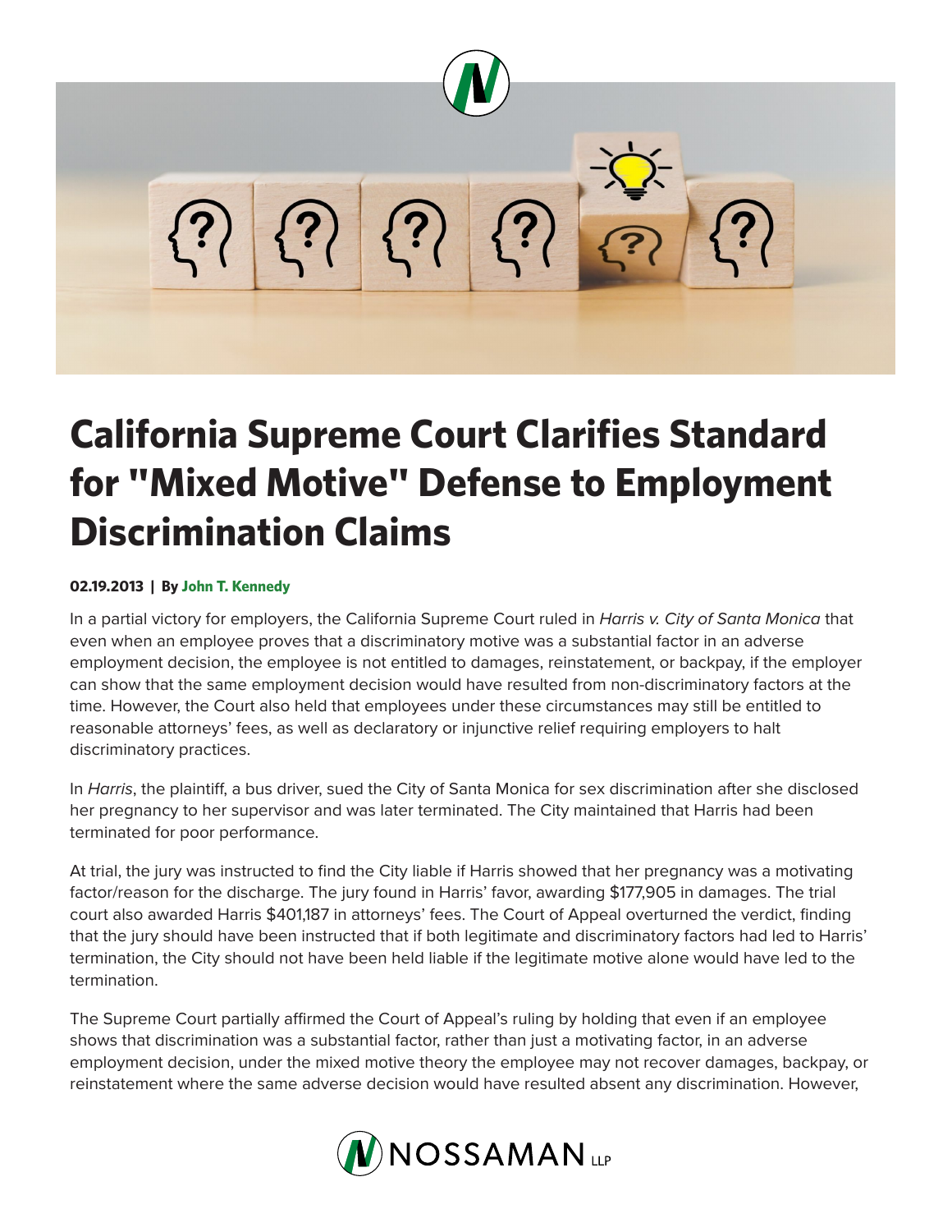# California Supreme Court Clarifies Standard for "Mixed Motive" Defense to Employment Discrimination Claims

**02.19.2013 | By John T. Kennedy**

In a partial victory for employers, the California Supreme Court ruled in *Harris v. City of Santa Monica* that even when an employee proves that a discriminatory motive was a substantial factor in an adverse employment decision, the employee is not entitled to damages, reinstatement, or backpay, if the employer can show that the same employment decision would have resulted from non-discriminatory factors at the time. However, the Court also held that employees under these circumstances may still be entitled to reasonable attorneys' fees, as well as declaratory or injunctive relief requiring employers to halt discriminatory practices.

In *Harris*, the plaintiff, a bus driver, sued the City of Santa Monica for sex discrimination after she disclosed her pregnancy to her supervisor and was later terminated. The City maintained that Harris had been terminated for poor performance.

At trial, the jury was instructed to find the City liable if Harris showed that her pregnancy was a motivating factor/reason for the discharge. The jury found in Harris' favor, awarding $177,905 in damages. The trial court also awarded Harris $401,187 in attorneys' fees. The Court of Appeal overturned the verdict, finding that the jury should have been instructed that if both legitimate and discriminatory factors had led to Harris' termination, the City should not have been held liable if the legitimate motive alone would have led to the termination.

The Supreme Court partially affirmed the Court of Appeal's ruling by holding that even if an employee shows that discrimination was a substantial factor, rather than just a motivating factor, in an adverse employment decision, under the mixed motive theory the employee may not recover damages, backpay, or reinstatement where the same adverse decision would have resulted absent any discrimination. However,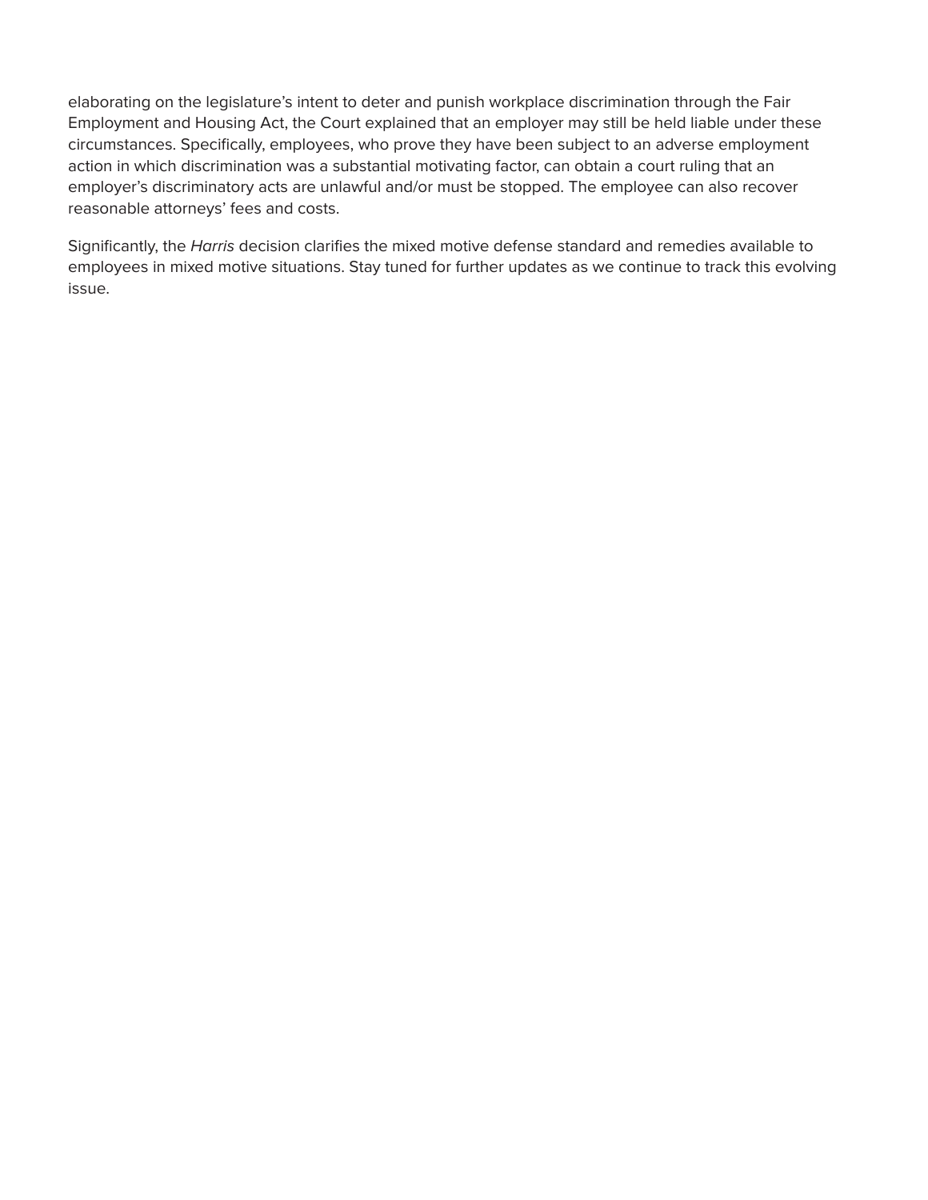elaborating on the legislature's intent to deter and punish workplace discrimination through the Fair Employment and Housing Act, the Court explained that an employer may still be held liable under these circumstances. Specifically, employees, who prove they have been subject to an adverse employment action in which discrimination was a substantial motivating factor, can obtain a court ruling that an employer's discriminatory acts are unlawful and/or must be stopped. The employee can also recover reasonable attorneys' fees and costs.

Significantly, the *Harris* decision clarifies the mixed motive defense standard and remedies available to employees in mixed motive situations. Stay tuned for further updates as we continue to track this evolving issue.